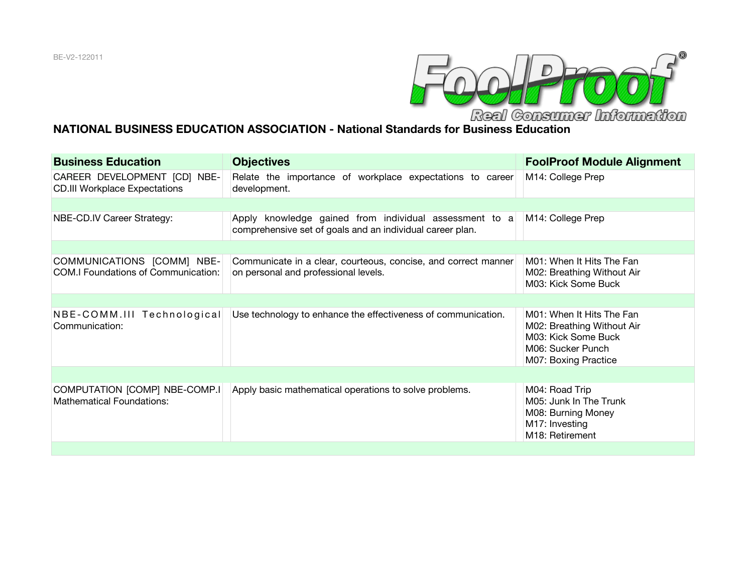BE-V2-122011

FoolProof® Real Consumer Information

## NATIONAL BUSINESS EDUCATION ASSOCIATION - National Standards for Business Education

| Business Education | Objectives | FoolProof Module Alignment |
|---|---|---|
| CAREER DEVELOPMENT [CD] NBE-CD.III Workplace Expectations | Relate the importance of workplace expectations to career development. | M14: College Prep |
| | | |
| NBE-CD.IV Career Strategy: | Apply knowledge gained from individual assessment to a comprehensive set of goals and an individual career plan. | M14: College Prep |
| | | |
| COMMUNICATIONS [COMM] NBE-COM.I Foundations of Communication: | Communicate in a clear, courteous, concise, and correct manner on personal and professional levels. | M01: When It Hits The Fan<br>M02: Breathing Without Air<br>M03: Kick Some Buck |
| | | |
| NBE-COMM.III Technological Communication: | Use technology to enhance the effectiveness of communication. | M01: When It Hits The Fan<br>M02: Breathing Without Air<br>M03: Kick Some Buck<br>M06: Sucker Punch<br>M07: Boxing Practice |
| | | |
| COMPUTATION [COMP] NBE-COMP.I Mathematical Foundations: | Apply basic mathematical operations to solve problems. | M04: Road Trip<br>M05: Junk In The Trunk<br>M08: Burning Money<br>M17: Investing<br>M18: Retirement |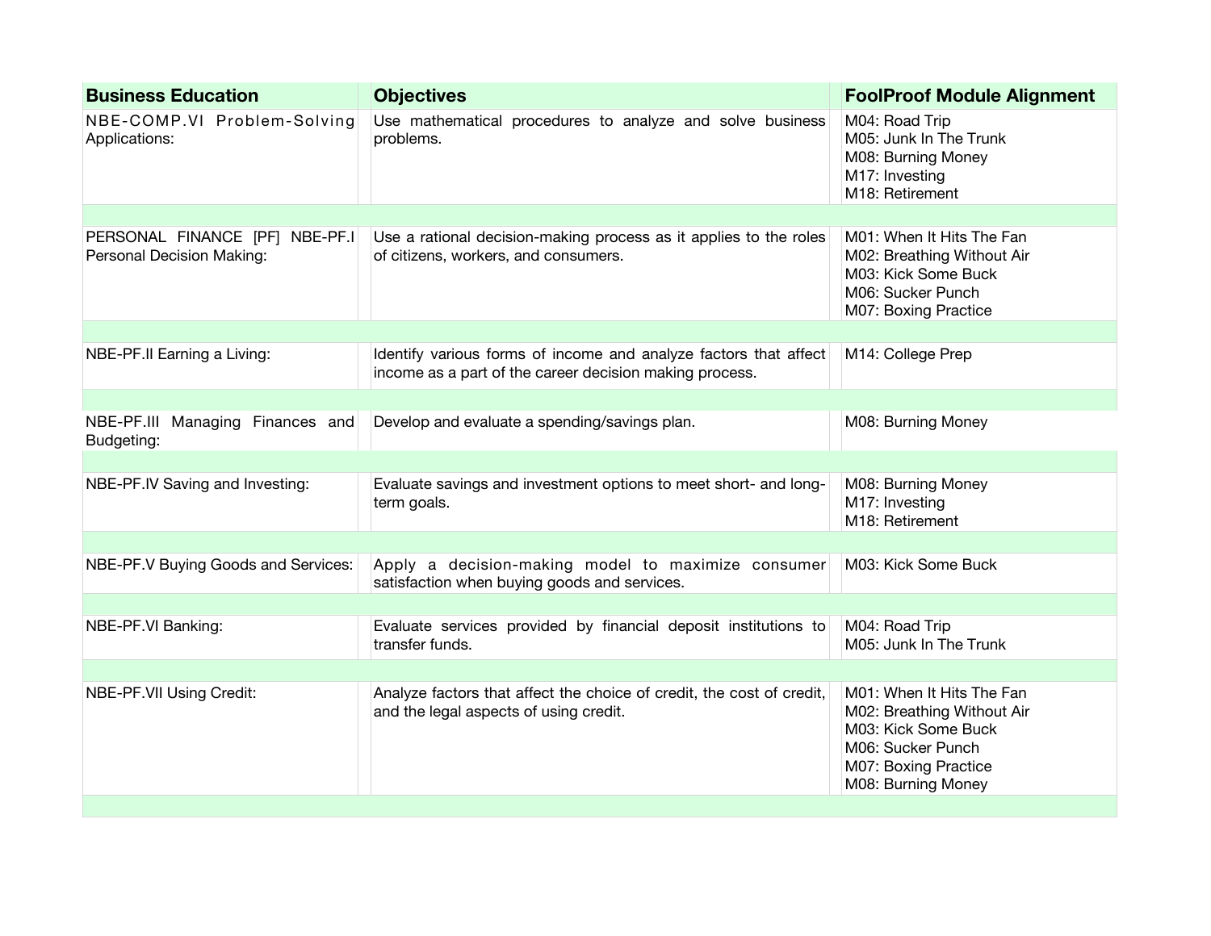| Business Education | Objectives | FoolProof Module Alignment |
| --- | --- | --- |
| NBE-COMP.VI Problem-Solving Applications: | Use mathematical procedures to analyze and solve business problems. | M04: Road Trip<br>M05: Junk In The Trunk<br>M08: Burning Money<br>M17: Investing<br>M18: Retirement |
| PERSONAL FINANCE [PF] NBE-PF.I Personal Decision Making: | Use a rational decision-making process as it applies to the roles of citizens, workers, and consumers. | M01: When It Hits The Fan<br>M02: Breathing Without Air<br>M03: Kick Some Buck<br>M06: Sucker Punch<br>M07: Boxing Practice |
| NBE-PF.II Earning a Living: | Identify various forms of income and analyze factors that affect income as a part of the career decision making process. | M14: College Prep |
| NBE-PF.III Managing Finances and Budgeting: | Develop and evaluate a spending/savings plan. | M08: Burning Money |
| NBE-PF.IV Saving and Investing: | Evaluate savings and investment options to meet short- and long-term goals. | M08: Burning Money<br>M17: Investing<br>M18: Retirement |
| NBE-PF.V Buying Goods and Services: | Apply a decision-making model to maximize consumer satisfaction when buying goods and services. | M03: Kick Some Buck |
| NBE-PF.VI Banking: | Evaluate services provided by financial deposit institutions to transfer funds. | M04: Road Trip<br>M05: Junk In The Trunk |
| NBE-PF.VII Using Credit: | Analyze factors that affect the choice of credit, the cost of credit, and the legal aspects of using credit. | M01: When It Hits The Fan<br>M02: Breathing Without Air<br>M03: Kick Some Buck<br>M06: Sucker Punch<br>M07: Boxing Practice<br>M08: Burning Money |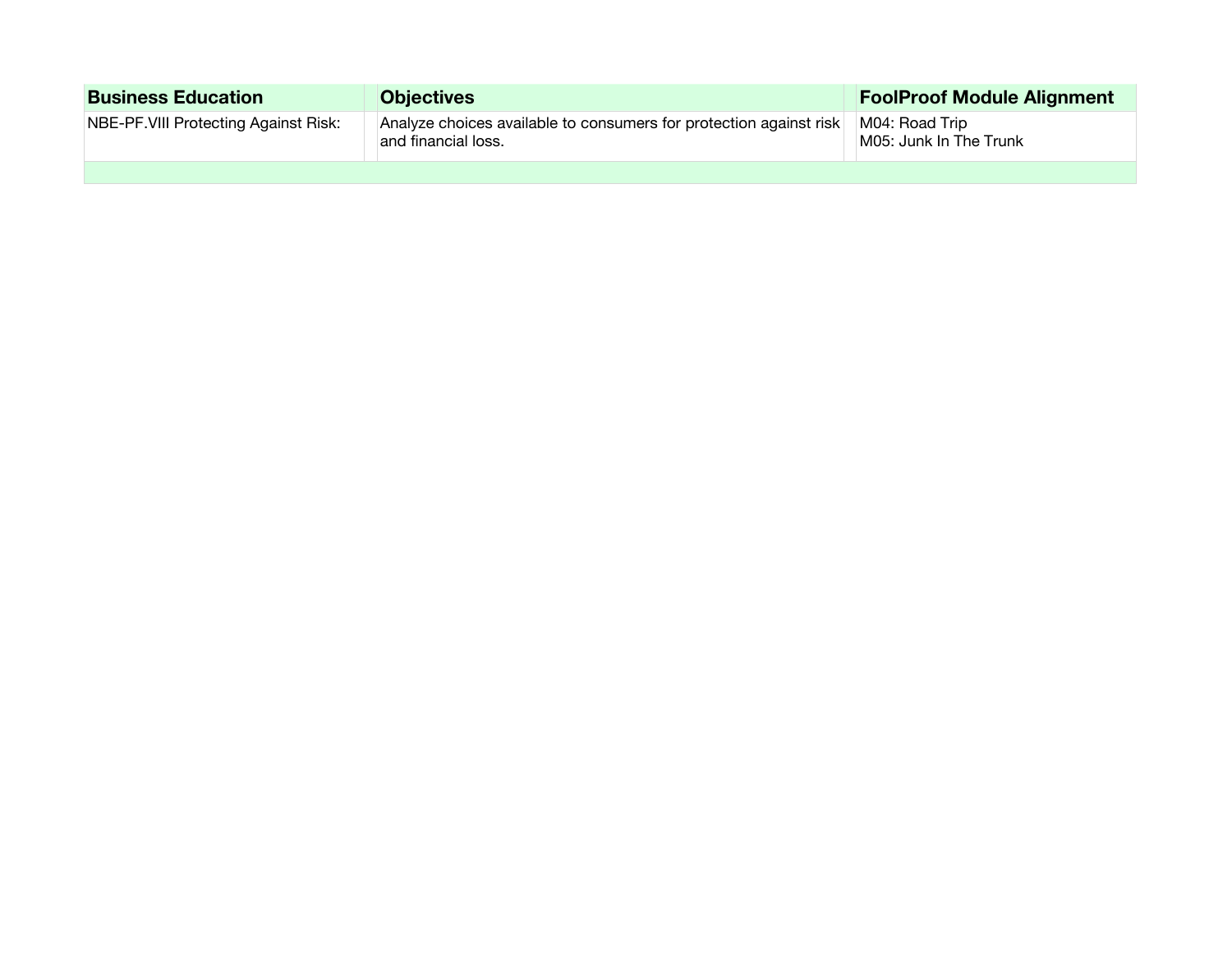| Business Education | Objectives | FoolProof Module Alignment |
|---|---|---|
| NBE-PF.VIII Protecting Against Risk: | Analyze choices available to consumers for protection against risk and financial loss. | M04: Road Trip<br>M05: Junk In The Trunk |